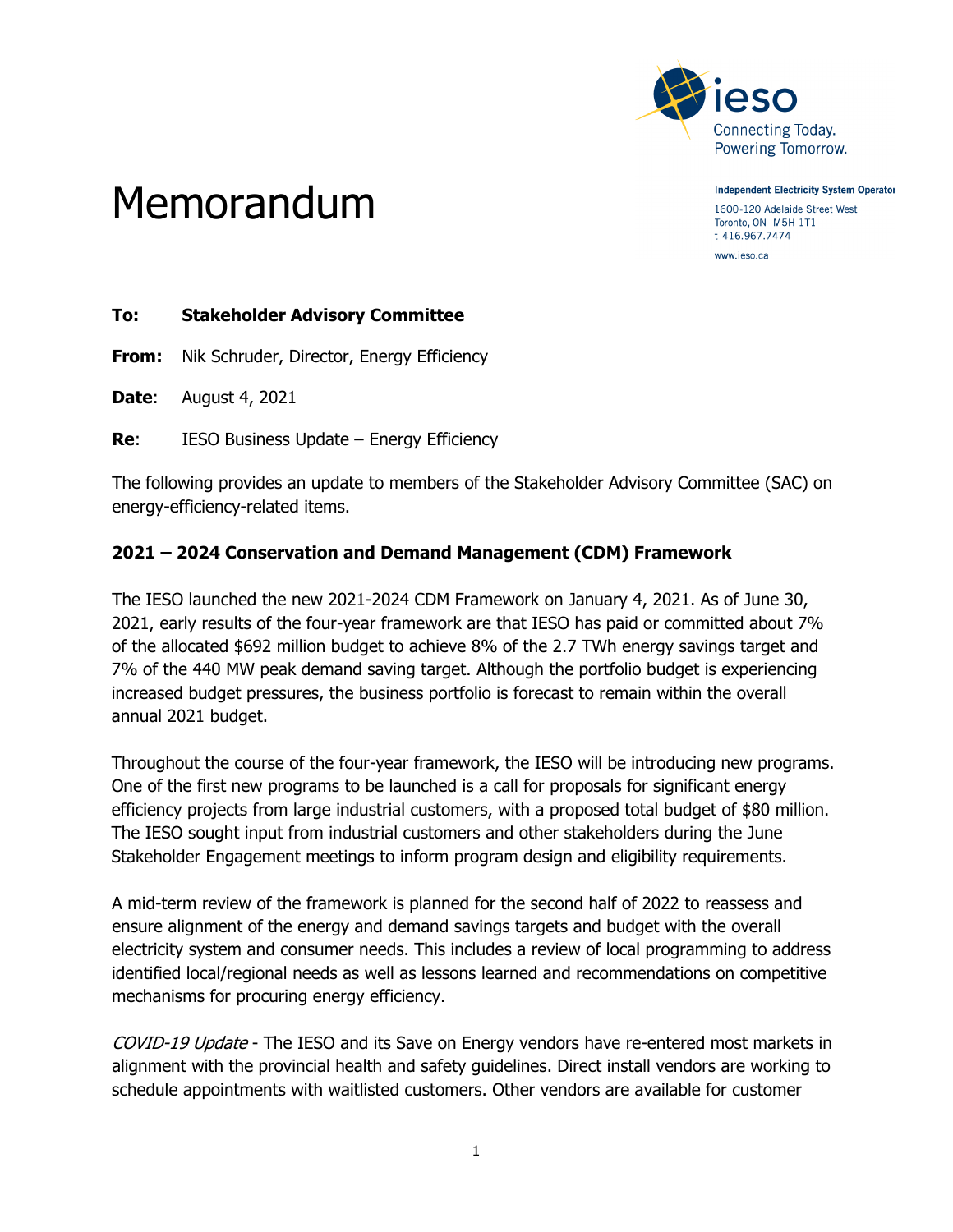Independent Electricity System Operator

1600-120 Adelaide Street West
Toronto, ON M5H 1T1
t 416.967.7474

www.ieso.ca

# Memorandum

**To:** **Stakeholder Advisory Committee**

**From:** Nik Schruder, Director, Energy Efficiency

**Date**: August 4, 2021

**Re**: IESO Business Update – Energy Efficiency

The following provides an update to members of the Stakeholder Advisory Committee (SAC) on energy-efficiency-related items.

## 2021 – 2024 Conservation and Demand Management (CDM) Framework

The IESO launched the new 2021-2024 CDM Framework on January 4, 2021. As of June 30, 2021, early results of the four-year framework are that IESO has paid or committed about 7% of the allocated $692 million budget to achieve 8% of the 2.7 TWh energy savings target and 7% of the 440 MW peak demand saving target. Although the portfolio budget is experiencing increased budget pressures, the business portfolio is forecast to remain within the overall annual 2021 budget.

Throughout the course of the four-year framework, the IESO will be introducing new programs. One of the first new programs to be launched is a call for proposals for significant energy efficiency projects from large industrial customers, with a proposed total budget of $80 million. The IESO sought input from industrial customers and other stakeholders during the June Stakeholder Engagement meetings to inform program design and eligibility requirements.

A mid-term review of the framework is planned for the second half of 2022 to reassess and ensure alignment of the energy and demand savings targets and budget with the overall electricity system and consumer needs. This includes a review of local programming to address identified local/regional needs as well as lessons learned and recommendations on competitive mechanisms for procuring energy efficiency.

*COVID-19 Update* - The IESO and its Save on Energy vendors have re-entered most markets in alignment with the provincial health and safety guidelines. Direct install vendors are working to schedule appointments with waitlisted customers. Other vendors are available for customer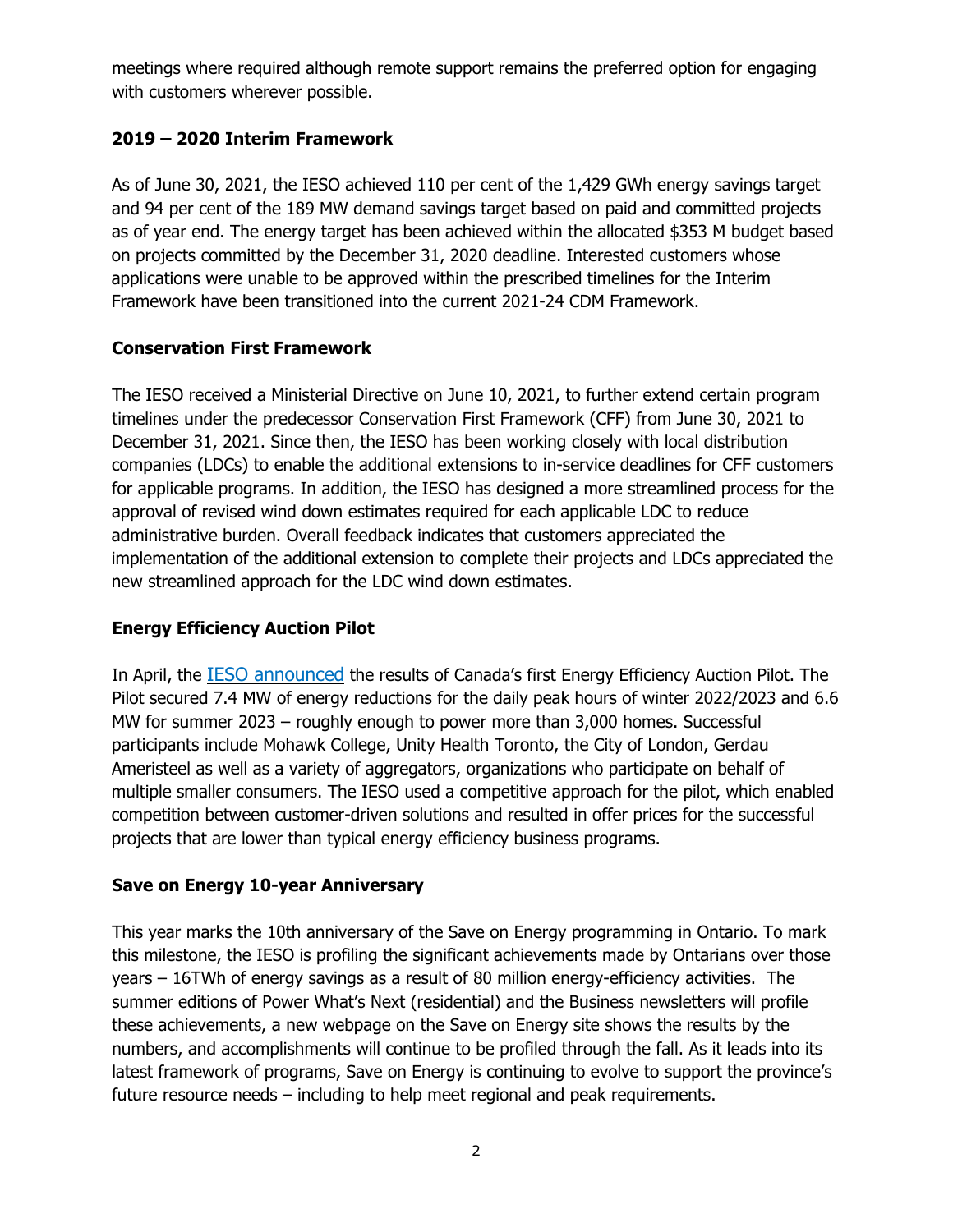meetings where required although remote support remains the preferred option for engaging with customers wherever possible.

**2019 – 2020 Interim Framework**

As of June 30, 2021, the IESO achieved 110 per cent of the 1,429 GWh energy savings target and 94 per cent of the 189 MW demand savings target based on paid and committed projects as of year end. The energy target has been achieved within the allocated $353 M budget based on projects committed by the December 31, 2020 deadline. Interested customers whose applications were unable to be approved within the prescribed timelines for the Interim Framework have been transitioned into the current 2021-24 CDM Framework.

**Conservation First Framework**

The IESO received a Ministerial Directive on June 10, 2021, to further extend certain program timelines under the predecessor Conservation First Framework (CFF) from June 30, 2021 to December 31, 2021. Since then, the IESO has been working closely with local distribution companies (LDCs) to enable the additional extensions to in-service deadlines for CFF customers for applicable programs. In addition, the IESO has designed a more streamlined process for the approval of revised wind down estimates required for each applicable LDC to reduce administrative burden. Overall feedback indicates that customers appreciated the implementation of the additional extension to complete their projects and LDCs appreciated the new streamlined approach for the LDC wind down estimates.

**Energy Efficiency Auction Pilot**

In April, the IESO announced the results of Canada's first Energy Efficiency Auction Pilot. The Pilot secured 7.4 MW of energy reductions for the daily peak hours of winter 2022/2023 and 6.6 MW for summer 2023 – roughly enough to power more than 3,000 homes. Successful participants include Mohawk College, Unity Health Toronto, the City of London, Gerdau Ameristeel as well as a variety of aggregators, organizations who participate on behalf of multiple smaller consumers. The IESO used a competitive approach for the pilot, which enabled competition between customer-driven solutions and resulted in offer prices for the successful projects that are lower than typical energy efficiency business programs.

**Save on Energy 10-year Anniversary**

This year marks the 10th anniversary of the Save on Energy programming in Ontario. To mark this milestone, the IESO is profiling the significant achievements made by Ontarians over those years – 16TWh of energy savings as a result of 80 million energy-efficiency activities. The summer editions of Power What's Next (residential) and the Business newsletters will profile these achievements, a new webpage on the Save on Energy site shows the results by the numbers, and accomplishments will continue to be profiled through the fall. As it leads into its latest framework of programs, Save on Energy is continuing to evolve to support the province's future resource needs – including to help meet regional and peak requirements.